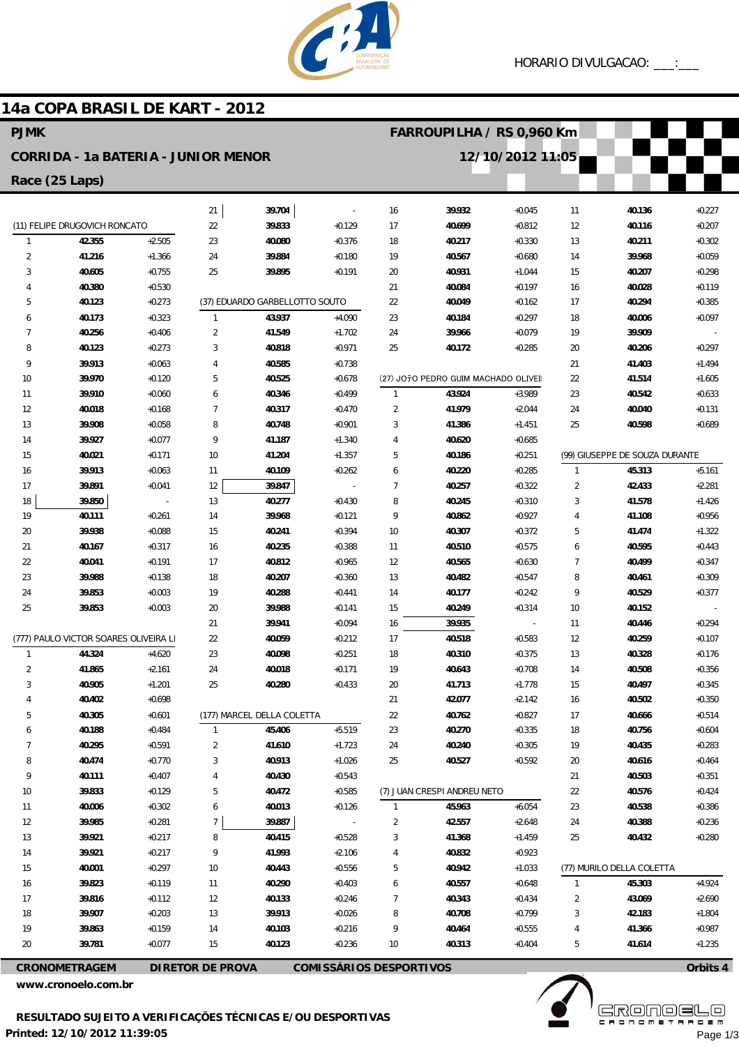# 14a COPA BRASIL DE KART - 2012

**PJMK** — **FARROUPILHA / RS 0,960 Km**

**CORRIDA - 1a BATERIA - JUNIOR MENOR** — **12/10/2012 11:05**

**Race (25 Laps)**

HORARIO DIVULGACAO: ___:___

### (11) FELIPE DRUGOVICH RONCATO

| Lap | Time | Diff |
|---|---|---|
| 1 | 42.355 | +2.505 |
| 2 | 41.216 | +1.366 |
| 3 | 40.605 | +0.755 |
| 4 | 40.380 | +0.530 |
| 5 | 40.123 | +0.273 |
| 6 | 40.173 | +0.323 |
| 7 | 40.256 | +0.406 |
| 8 | 40.123 | +0.273 |
| 9 | 39.913 | +0.063 |
| 10 | 39.970 | +0.120 |
| 11 | 39.910 | +0.060 |
| 12 | 40.018 | +0.168 |
| 13 | 39.908 | +0.058 |
| 14 | 39.927 | +0.077 |
| 15 | 40.021 | +0.171 |
| 16 | 39.913 | +0.063 |
| 17 | 39.891 | +0.041 |
| 18 | 39.850 | - |
| 19 | 40.111 | +0.261 |
| 20 | 39.938 | +0.088 |
| 21 | 40.167 | +0.317 |
| 22 | 40.041 | +0.191 |
| 23 | 39.988 | +0.138 |
| 24 | 39.853 | +0.003 |
| 25 | 39.853 | +0.003 |

### (777) PAULO VICTOR SOARES OLIVEIRA LI

| Lap | Time | Diff |
|---|---|---|
| 1 | 44.324 | +4.620 |
| 2 | 41.865 | +2.161 |
| 3 | 40.905 | +1.201 |
| 4 | 40.402 | +0.698 |
| 5 | 40.305 | +0.601 |
| 6 | 40.188 | +0.484 |
| 7 | 40.295 | +0.591 |
| 8 | 40.474 | +0.770 |
| 9 | 40.111 | +0.407 |
| 10 | 39.833 | +0.129 |
| 11 | 40.006 | +0.302 |
| 12 | 39.985 | +0.281 |
| 13 | 39.921 | +0.217 |
| 14 | 39.921 | +0.217 |
| 15 | 40.001 | +0.297 |
| 16 | 39.823 | +0.119 |
| 17 | 39.816 | +0.112 |
| 18 | 39.907 | +0.203 |
| 19 | 39.863 | +0.159 |
| 20 | 39.781 | +0.077 |
| 21 | 39.704 | - |
| 22 | 39.833 | +0.129 |
| 23 | 40.080 | +0.376 |
| 24 | 39.884 | +0.180 |
| 25 | 39.895 | +0.191 |

### (37) EDUARDO GARBELLOTTO SOUTO

| Lap | Time | Diff |
|---|---|---|
| 1 | 43.937 | +4.090 |
| 2 | 41.549 | +1.702 |
| 3 | 40.818 | +0.971 |
| 4 | 40.585 | +0.738 |
| 5 | 40.525 | +0.678 |
| 6 | 40.346 | +0.499 |
| 7 | 40.317 | +0.470 |
| 8 | 40.748 | +0.901 |
| 9 | 41.187 | +1.340 |
| 10 | 41.204 | +1.357 |
| 11 | 40.109 | +0.262 |
| 12 | 39.847 | - |
| 13 | 40.277 | +0.430 |
| 14 | 39.968 | +0.121 |
| 15 | 40.241 | +0.394 |
| 16 | 40.235 | +0.388 |
| 17 | 40.812 | +0.965 |
| 18 | 40.207 | +0.360 |
| 19 | 40.288 | +0.441 |
| 20 | 39.988 | +0.141 |
| 21 | 39.941 | +0.094 |
| 22 | 40.059 | +0.212 |
| 23 | 40.098 | +0.251 |
| 24 | 40.018 | +0.171 |
| 25 | 40.280 | +0.433 |

### (177) MARCEL DELLA COLETTA

| Lap | Time | Diff |
|---|---|---|
| 1 | 45.406 | +5.519 |
| 2 | 41.610 | +1.723 |
| 3 | 40.913 | +1.026 |
| 4 | 40.430 | +0.543 |
| 5 | 40.472 | +0.585 |
| 6 | 40.013 | +0.126 |
| 7 | 39.887 | - |
| 8 | 40.415 | +0.528 |
| 9 | 41.993 | +2.106 |
| 10 | 40.443 | +0.556 |
| 11 | 40.290 | +0.403 |
| 12 | 40.133 | +0.246 |
| 13 | 39.913 | +0.026 |
| 14 | 40.103 | +0.216 |
| 15 | 40.123 | +0.236 |
| 16 | 39.932 | +0.045 |
| 17 | 40.699 | +0.812 |
| 18 | 40.217 | +0.330 |
| 19 | 40.567 | +0.680 |
| 20 | 40.931 | +1.044 |
| 21 | 40.084 | +0.197 |
| 22 | 40.049 | +0.162 |
| 23 | 40.184 | +0.297 |
| 24 | 39.966 | +0.079 |
| 25 | 40.172 | +0.285 |

### (27) JO?O PEDRO GUIM MACHADO OLIVEI

| Lap | Time | Diff |
|---|---|---|
| 1 | 43.924 | +3.989 |
| 2 | 41.979 | +2.044 |
| 3 | 41.386 | +1.451 |
| 4 | 40.620 | +0.685 |
| 5 | 40.186 | +0.251 |
| 6 | 40.220 | +0.285 |
| 7 | 40.257 | +0.322 |
| 8 | 40.245 | +0.310 |
| 9 | 40.862 | +0.927 |
| 10 | 40.307 | +0.372 |
| 11 | 40.510 | +0.575 |
| 12 | 40.565 | +0.630 |
| 13 | 40.482 | +0.547 |
| 14 | 40.177 | +0.242 |
| 15 | 40.249 | +0.314 |
| 16 | 39.935 | - |
| 17 | 40.518 | +0.583 |
| 18 | 40.310 | +0.375 |
| 19 | 40.643 | +0.708 |
| 20 | 41.713 | +1.778 |
| 21 | 42.077 | +2.142 |
| 22 | 40.762 | +0.827 |
| 23 | 40.270 | +0.335 |
| 24 | 40.240 | +0.305 |
| 25 | 40.527 | +0.592 |

### (7) JUAN CRESPI ANDREU NETO

| Lap | Time | Diff |
|---|---|---|
| 1 | 45.963 | +6.054 |
| 2 | 42.557 | +2.648 |
| 3 | 41.368 | +1.459 |
| 4 | 40.832 | +0.923 |
| 5 | 40.942 | +1.033 |
| 6 | 40.557 | +0.648 |
| 7 | 40.343 | +0.434 |
| 8 | 40.708 | +0.799 |
| 9 | 40.464 | +0.555 |
| 10 | 40.313 | +0.404 |
| 11 | 40.136 | +0.227 |
| 12 | 40.116 | +0.207 |
| 13 | 40.211 | +0.302 |
| 14 | 39.968 | +0.059 |
| 15 | 40.207 | +0.298 |
| 16 | 40.028 | +0.119 |
| 17 | 40.294 | +0.385 |
| 18 | 40.006 | +0.097 |
| 19 | 39.909 | - |
| 20 | 40.206 | +0.297 |
| 21 | 41.403 | +1.494 |
| 22 | 41.514 | +1.605 |
| 23 | 40.542 | +0.633 |
| 24 | 40.040 | +0.131 |
| 25 | 40.598 | +0.689 |

### (99) GIUSEPPE DE SOUZA DURANTE

| Lap | Time | Diff |
|---|---|---|
| 1 | 45.313 | +5.161 |
| 2 | 42.433 | +2.281 |
| 3 | 41.578 | +1.426 |
| 4 | 41.108 | +0.956 |
| 5 | 41.474 | +1.322 |
| 6 | 40.595 | +0.443 |
| 7 | 40.499 | +0.347 |
| 8 | 40.461 | +0.309 |
| 9 | 40.529 | +0.377 |
| 10 | 40.152 | - |
| 11 | 40.446 | +0.294 |
| 12 | 40.259 | +0.107 |
| 13 | 40.328 | +0.176 |
| 14 | 40.508 | +0.356 |
| 15 | 40.497 | +0.345 |
| 16 | 40.502 | +0.350 |
| 17 | 40.666 | +0.514 |
| 18 | 40.756 | +0.604 |
| 19 | 40.435 | +0.283 |
| 20 | 40.616 | +0.464 |
| 21 | 40.503 | +0.351 |
| 22 | 40.576 | +0.424 |
| 23 | 40.538 | +0.386 |
| 24 | 40.388 | +0.236 |
| 25 | 40.432 | +0.280 |

### (77) MURILO DELLA COLETTA

| Lap | Time | Diff |
|---|---|---|
| 1 | 45.303 | +4.924 |
| 2 | 43.069 | +2.690 |
| 3 | 42.183 | +1.804 |
| 4 | 41.366 | +0.987 |
| 5 | 41.614 | +1.235 |

**CRONOMETRAGEM** | **DIRETOR DE PROVA** | **COMISSÁRIOS DESPORTIVOS** | **Orbits 4**

**www.cronoelo.com.br**

**RESULTADO SUJEITO A VERIFICAÇÕES TÉCNICAS E/OU DESPORTIVAS**

**Printed: 12/10/2012 11:39:05**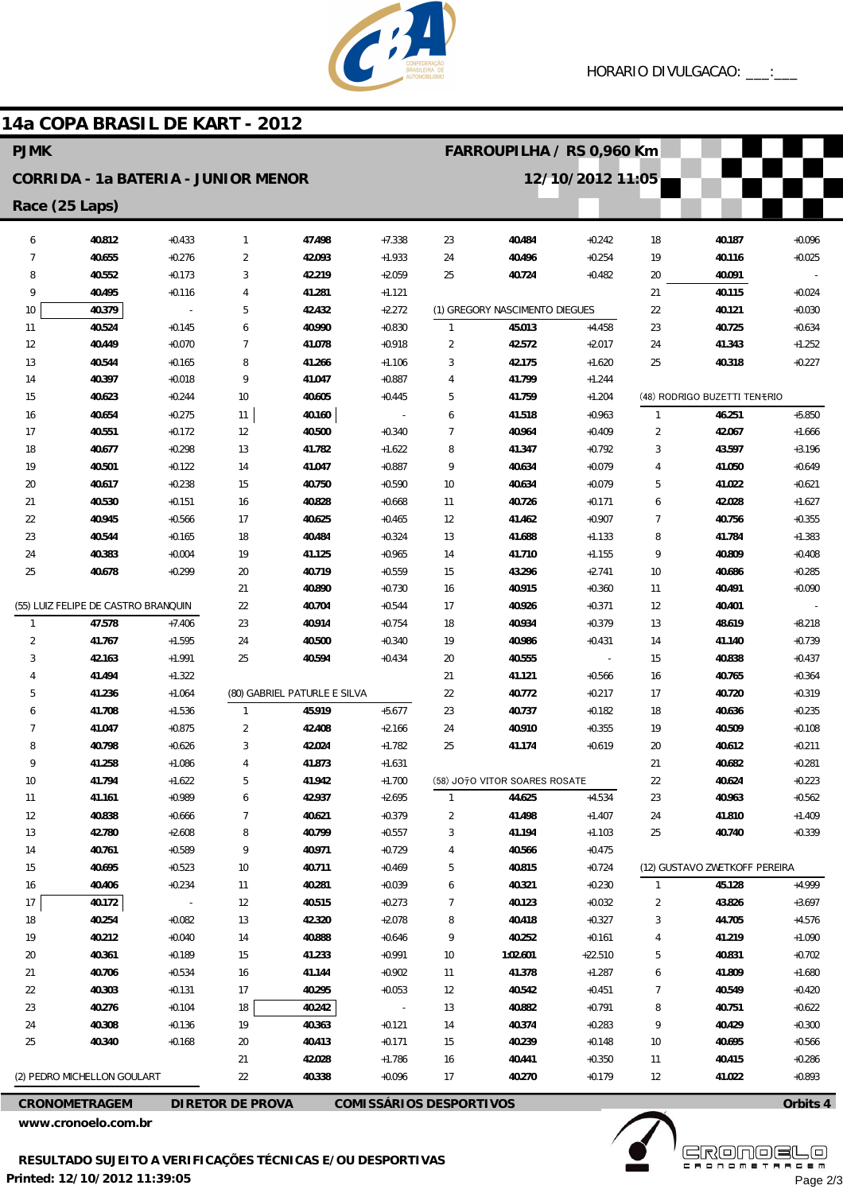# 14a COPA BRASIL DE KART - 2012

**PJMK** — **FARROUPILHA / RS 0,960 Km**

**CORRIDA - 1a BATERIA - JUNIOR MENOR** — **12/10/2012 11:05**

**Race (25 Laps)**

HORARIO DIVULGACAO: ___:___

| Lap | Time | Diff |
|---|---|---|
| 6 | 40.812 | +0.433 |
| 7 | 40.655 | +0.276 |
| 8 | 40.552 | +0.173 |
| 9 | 40.495 | +0.116 |
| 10 | 40.379 | - |
| 11 | 40.524 | +0.145 |
| 12 | 40.449 | +0.070 |
| 13 | 40.544 | +0.165 |
| 14 | 40.397 | +0.018 |
| 15 | 40.623 | +0.244 |
| 16 | 40.654 | +0.275 |
| 17 | 40.551 | +0.172 |
| 18 | 40.677 | +0.298 |
| 19 | 40.501 | +0.122 |
| 20 | 40.617 | +0.238 |
| 21 | 40.530 | +0.151 |
| 22 | 40.945 | +0.566 |
| 23 | 40.544 | +0.165 |
| 24 | 40.383 | +0.004 |
| 25 | 40.678 | +0.299 |

**(55) LUIZ FELIPE DE CASTRO BRANQUIN**

| Lap | Time | Diff |
|---|---|---|
| 1 | 47.578 | +7.406 |
| 2 | 41.767 | +1.595 |
| 3 | 42.163 | +1.991 |
| 4 | 41.494 | +1.322 |
| 5 | 41.236 | +1.064 |
| 6 | 41.708 | +1.536 |
| 7 | 41.047 | +0.875 |
| 8 | 40.798 | +0.626 |
| 9 | 41.258 | +1.086 |
| 10 | 41.794 | +1.622 |
| 11 | 41.161 | +0.989 |
| 12 | 40.838 | +0.666 |
| 13 | 42.780 | +2.608 |
| 14 | 40.761 | +0.589 |
| 15 | 40.695 | +0.523 |
| 16 | 40.406 | +0.234 |
| 17 | 40.172 | - |
| 18 | 40.254 | +0.082 |
| 19 | 40.212 | +0.040 |
| 20 | 40.361 | +0.189 |
| 21 | 40.706 | +0.534 |
| 22 | 40.303 | +0.131 |
| 23 | 40.276 | +0.104 |
| 24 | 40.308 | +0.136 |
| 25 | 40.340 | +0.168 |

**(2) PEDRO MICHELLON GOULART**

| Lap | Time | Diff |
|---|---|---|
| 1 | 47.498 | +7.338 |
| 2 | 42.093 | +1.933 |
| 3 | 42.219 | +2.059 |
| 4 | 41.281 | +1.121 |
| 5 | 42.432 | +2.272 |
| 6 | 40.990 | +0.830 |
| 7 | 41.078 | +0.918 |
| 8 | 41.266 | +1.106 |
| 9 | 41.047 | +0.887 |
| 10 | 40.605 | +0.445 |
| 11 | 40.160 | - |
| 12 | 40.500 | +0.340 |
| 13 | 41.782 | +1.622 |
| 14 | 41.047 | +0.887 |
| 15 | 40.750 | +0.590 |
| 16 | 40.828 | +0.668 |
| 17 | 40.625 | +0.465 |
| 18 | 40.484 | +0.324 |
| 19 | 41.125 | +0.965 |
| 20 | 40.719 | +0.559 |
| 21 | 40.890 | +0.730 |
| 22 | 40.704 | +0.544 |
| 23 | 40.914 | +0.754 |
| 24 | 40.500 | +0.340 |
| 25 | 40.594 | +0.434 |

**(80) GABRIEL PATURLE E SILVA**

| Lap | Time | Diff |
|---|---|---|
| 1 | 45.919 | +5.677 |
| 2 | 42.408 | +2.166 |
| 3 | 42.024 | +1.782 |
| 4 | 41.873 | +1.631 |
| 5 | 41.942 | +1.700 |
| 6 | 42.937 | +2.695 |
| 7 | 40.621 | +0.379 |
| 8 | 40.799 | +0.557 |
| 9 | 40.971 | +0.729 |
| 10 | 40.711 | +0.469 |
| 11 | 40.281 | +0.039 |
| 12 | 40.515 | +0.273 |
| 13 | 42.320 | +2.078 |
| 14 | 40.888 | +0.646 |
| 15 | 41.233 | +0.991 |
| 16 | 41.144 | +0.902 |
| 17 | 40.295 | +0.053 |
| 18 | 40.242 | - |
| 19 | 40.363 | +0.121 |
| 20 | 40.413 | +0.171 |
| 21 | 42.028 | +1.786 |
| 22 | 40.338 | +0.096 |
| 23 | 40.484 | +0.242 |
| 24 | 40.496 | +0.254 |
| 25 | 40.724 | +0.482 |

**(1) GREGORY NASCIMENTO DIEGUES**

| Lap | Time | Diff |
|---|---|---|
| 1 | 45.013 | +4.458 |
| 2 | 42.572 | +2.017 |
| 3 | 42.175 | +1.620 |
| 4 | 41.799 | +1.244 |
| 5 | 41.759 | +1.204 |
| 6 | 41.518 | +0.963 |
| 7 | 40.964 | +0.409 |
| 8 | 41.347 | +0.792 |
| 9 | 40.634 | +0.079 |
| 10 | 40.634 | +0.079 |
| 11 | 40.726 | +0.171 |
| 12 | 41.462 | +0.907 |
| 13 | 41.688 | +1.133 |
| 14 | 41.710 | +1.155 |
| 15 | 43.296 | +2.741 |
| 16 | 40.915 | +0.360 |
| 17 | 40.926 | +0.371 |
| 18 | 40.934 | +0.379 |
| 19 | 40.986 | +0.431 |
| 20 | 40.555 | - |
| 21 | 41.121 | +0.566 |
| 22 | 40.772 | +0.217 |
| 23 | 40.737 | +0.182 |
| 24 | 40.910 | +0.355 |
| 25 | 41.174 | +0.619 |

**(58) JOÃO VITOR SOARES ROSATE**

| Lap | Time | Diff |
|---|---|---|
| 1 | 44.625 | +4.534 |
| 2 | 41.498 | +1.407 |
| 3 | 41.194 | +1.103 |
| 4 | 40.566 | +0.475 |
| 5 | 40.815 | +0.724 |
| 6 | 40.321 | +0.230 |
| 7 | 40.123 | +0.032 |
| 8 | 40.418 | +0.327 |
| 9 | 40.252 | +0.161 |
| 10 | 1:02.601 | +22.510 |
| 11 | 41.378 | +1.287 |
| 12 | 40.542 | +0.451 |
| 13 | 40.882 | +0.791 |
| 14 | 40.374 | +0.283 |
| 15 | 40.239 | +0.148 |
| 16 | 40.441 | +0.350 |
| 17 | 40.270 | +0.179 |
| 18 | 40.187 | +0.096 |
| 19 | 40.116 | +0.025 |
| 20 | 40.091 | - |
| 21 | 40.115 | +0.024 |
| 22 | 40.121 | +0.030 |
| 23 | 40.725 | +0.634 |
| 24 | 41.343 | +1.252 |
| 25 | 40.318 | +0.227 |

**(48) RODRIGO BUZETTI TENÓRIO**

| Lap | Time | Diff |
|---|---|---|
| 1 | 46.251 | +5.850 |
| 2 | 42.067 | +1.666 |
| 3 | 43.597 | +3.196 |
| 4 | 41.050 | +0.649 |
| 5 | 41.022 | +0.621 |
| 6 | 42.028 | +1.627 |
| 7 | 40.756 | +0.355 |
| 8 | 41.784 | +1.383 |
| 9 | 40.809 | +0.408 |
| 10 | 40.686 | +0.285 |
| 11 | 40.491 | +0.090 |
| 12 | 40.401 | - |
| 13 | 48.619 | +8.218 |
| 14 | 41.140 | +0.739 |
| 15 | 40.838 | +0.437 |
| 16 | 40.765 | +0.364 |
| 17 | 40.720 | +0.319 |
| 18 | 40.636 | +0.235 |
| 19 | 40.509 | +0.108 |
| 20 | 40.612 | +0.211 |
| 21 | 40.682 | +0.281 |
| 22 | 40.624 | +0.223 |
| 23 | 40.963 | +0.562 |
| 24 | 41.810 | +1.409 |
| 25 | 40.740 | +0.339 |

**(12) GUSTAVO ZWETKOFF PEREIRA**

| Lap | Time | Diff |
|---|---|---|
| 1 | 45.128 | +4.999 |
| 2 | 43.826 | +3.697 |
| 3 | 44.705 | +4.576 |
| 4 | 41.219 | +1.090 |
| 5 | 40.831 | +0.702 |
| 6 | 41.809 | +1.680 |
| 7 | 40.549 | +0.420 |
| 8 | 40.751 | +0.622 |
| 9 | 40.429 | +0.300 |
| 10 | 40.695 | +0.566 |
| 11 | 40.415 | +0.286 |
| 12 | 41.022 | +0.893 |

**CRONOMETRAGEM** | **DIRETOR DE PROVA** | **COMISSÁRIOS DESPORTIVOS** | **Orbits 4**

**www.cronoelo.com.br**

**RESULTADO SUJEITO A VERIFICAÇÕES TÉCNICAS E/OU DESPORTIVAS**

**Printed: 12/10/2012 11:39:05**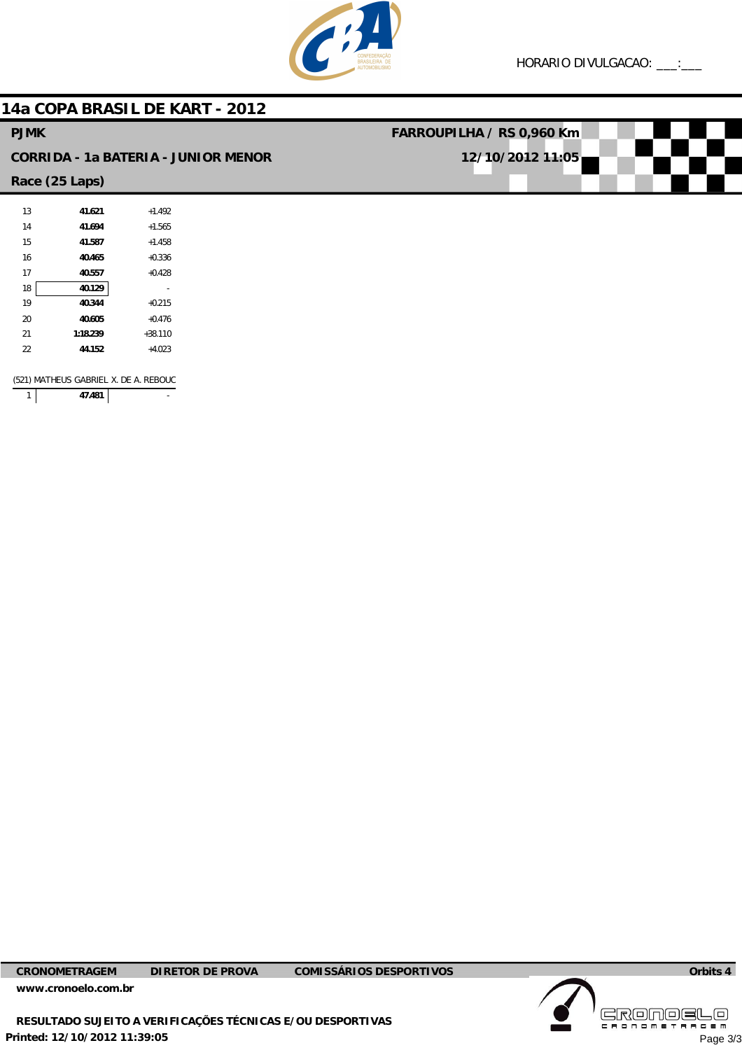# 14a COPA BRASIL DE KART - 2012

**PJMK** — **FARROUPILHA / RS 0,960 Km**

**CORRIDA - 1a BATERIA - JUNIOR MENOR** — **12/10/2012 11:05**

**Race (25 Laps)**

| | | |
|---|---|---|
| 13 | **41.621** | +1.492 |
| 14 | **41.694** | +1.565 |
| 15 | **41.587** | +1.458 |
| 16 | **40.465** | +0.336 |
| 17 | **40.557** | +0.428 |
| 18 | **40.129** | - |
| 19 | **40.344** | +0.215 |
| 20 | **40.605** | +0.476 |
| 21 | **1:18.239** | +38.110 |
| 22 | **44.152** | +4.023 |

(521) MATHEUS GABRIEL X. DE A. REBOUC

| | | |
|---|---|---|
| 1 | **47.481** | - |

**CRONOMETRAGEM** **DIRETOR DE PROVA** **COMISSÁRIOS DESPORTIVOS** **Orbits 4**

**www.cronoelo.com.br**

**RESULTADO SUJEITO A VERIFICAÇÕES TÉCNICAS E/OU DESPORTIVAS**

**Printed: 12/10/2012 11:39:05**